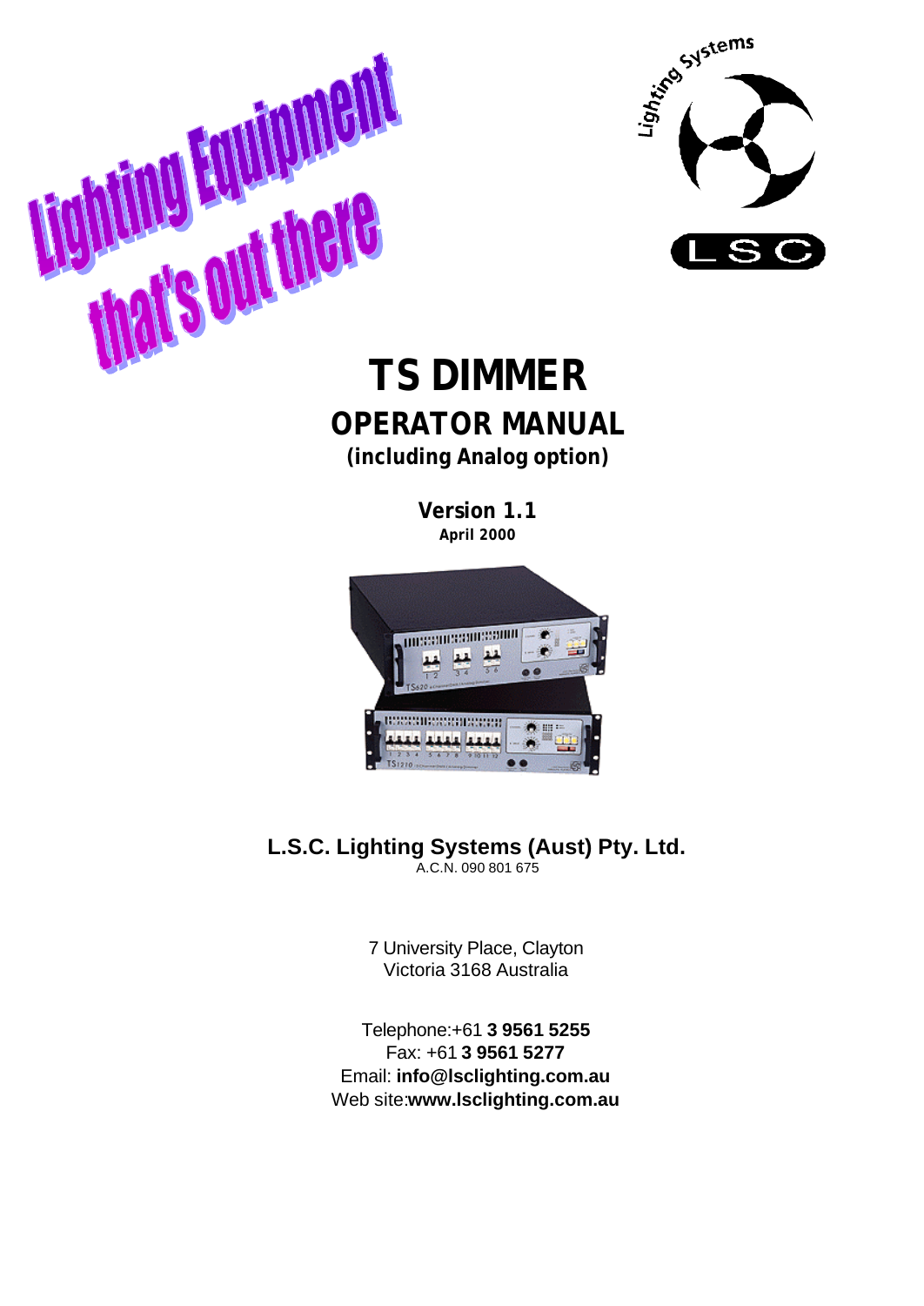Lighting Equipment that's out there

# TS DIMMER

## OPERATOR MANUAL

**(including Analog option)**

**Version 1.1**
**April 2000**

**L.S.C. Lighting Systems (Aust) Pty. Ltd.**
A.C.N. 090 801 675

7 University Place, Clayton
Victoria 3168 Australia

Telephone:+61 **3 9561 5255**
Fax: +61 **3 9561 5277**
Email: **info@lsclighting.com.au**
Web site:**www.lsclighting.com.au**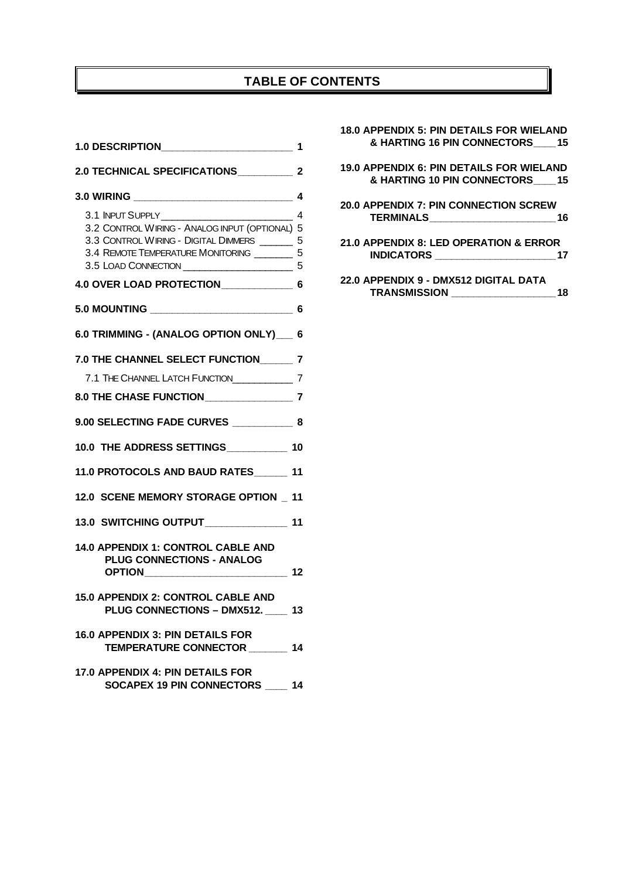# TABLE OF CONTENTS

**1.0 DESCRIPTION _______________________ 1**

**2.0 TECHNICAL SPECIFICATIONS _________ 2**

**3.0 WIRING ____________________________ 4**

3.1 INPUT SUPPLY _______________________ 4
3.2 CONTROL WIRING - ANALOG INPUT (OPTIONAL) 5
3.3 CONTROL WIRING - DIGITAL DIMMERS ______ 5
3.4 REMOTE TEMPERATURE MONITORING _______ 5
3.5 LOAD CONNECTION ___________________ 5

**4.0 OVER LOAD PROTECTION ____________ 6**

**5.0 MOUNTING _________________________ 6**

**6.0 TRIMMING - (ANALOG OPTION ONLY) ___ 6**

**7.0 THE CHANNEL SELECT FUNCTION ______ 7**

7.1 THE CHANNEL LATCH FUNCTION __________ 7

**8.0 THE CHASE FUNCTION _______________ 7**

**9.00 SELECTING FADE CURVES __________ 8**

**10.0 THE ADDRESS SETTINGS __________ 10**

**11.0 PROTOCOLS AND BAUD RATES ______ 11**

**12.0 SCENE MEMORY STORAGE OPTION _ 11**

**13.0 SWITCHING OUTPUT ______________ 11**

**14.0 APPENDIX 1: CONTROL CABLE AND PLUG CONNECTIONS - ANALOG OPTION _________________________ 12**

**15.0 APPENDIX 2: CONTROL CABLE AND PLUG CONNECTIONS – DMX512. ____ 13**

**16.0 APPENDIX 3: PIN DETAILS FOR TEMPERATURE CONNECTOR _______ 14**

**17.0 APPENDIX 4: PIN DETAILS FOR SOCAPEX 19 PIN CONNECTORS ____ 14**

**18.0 APPENDIX 5: PIN DETAILS FOR WIELAND & HARTING 16 PIN CONNECTORS ____ 15**

**19.0 APPENDIX 6: PIN DETAILS FOR WIELAND & HARTING 10 PIN CONNECTORS ____ 15**

**20.0 APPENDIX 7: PIN CONNECTION SCREW TERMINALS ______________________ 16**

**21.0 APPENDIX 8: LED OPERATION & ERROR INDICATORS _____________________ 17**

**22.0 APPENDIX 9 - DMX512 DIGITAL DATA TRANSMISSION __________________ 18**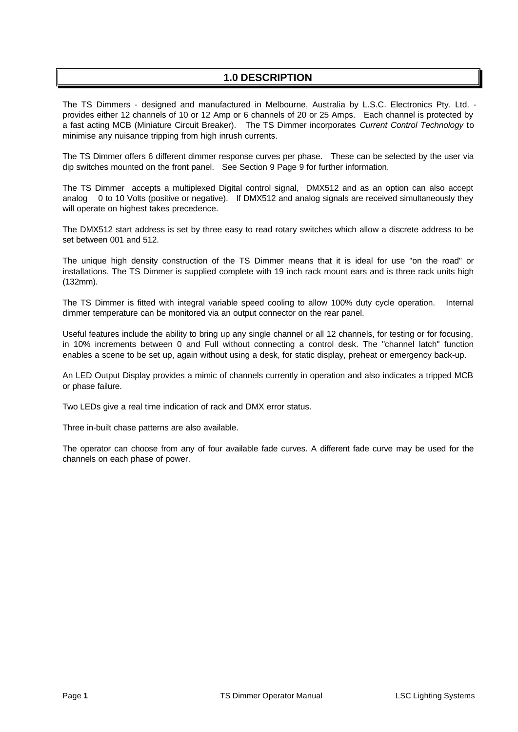# 1.0 DESCRIPTION

The TS Dimmers - designed and manufactured in Melbourne, Australia by L.S.C. Electronics Pty. Ltd. - provides either 12 channels of 10 or 12 Amp or 6 channels of 20 or 25 Amps. Each channel is protected by a fast acting MCB (Miniature Circuit Breaker). The TS Dimmer incorporates *Current Control Technology* to minimise any nuisance tripping from high inrush currents.

The TS Dimmer offers 6 different dimmer response curves per phase. These can be selected by the user via dip switches mounted on the front panel. See Section 9 Page 9 for further information.

The TS Dimmer accepts a multiplexed Digital control signal, DMX512 and as an option can also accept analog 0 to 10 Volts (positive or negative). If DMX512 and analog signals are received simultaneously they will operate on highest takes precedence.

The DMX512 start address is set by three easy to read rotary switches which allow a discrete address to be set between 001 and 512.

The unique high density construction of the TS Dimmer means that it is ideal for use "on the road" or installations. The TS Dimmer is supplied complete with 19 inch rack mount ears and is three rack units high (132mm).

The TS Dimmer is fitted with integral variable speed cooling to allow 100% duty cycle operation. Internal dimmer temperature can be monitored via an output connector on the rear panel.

Useful features include the ability to bring up any single channel or all 12 channels, for testing or for focusing, in 10% increments between 0 and Full without connecting a control desk. The "channel latch" function enables a scene to be set up, again without using a desk, for static display, preheat or emergency back-up.

An LED Output Display provides a mimic of channels currently in operation and also indicates a tripped MCB or phase failure.

Two LEDs give a real time indication of rack and DMX error status.

Three in-built chase patterns are also available.

The operator can choose from any of four available fade curves. A different fade curve may be used for the channels on each phase of power.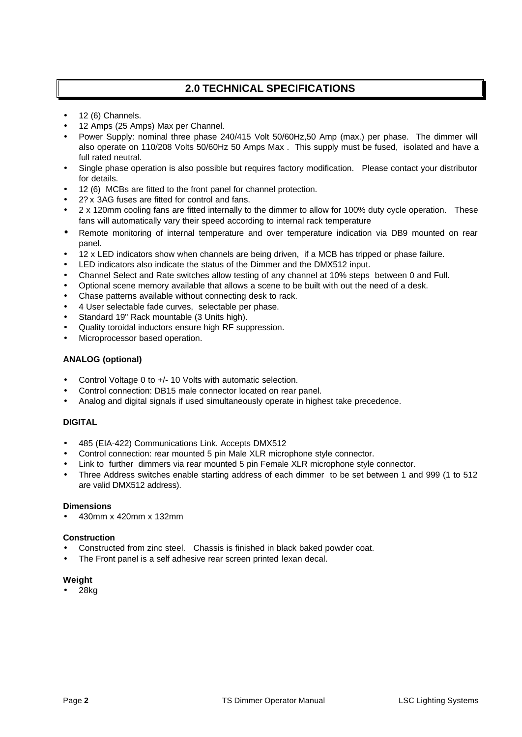## 2.0 TECHNICAL SPECIFICATIONS

- 12 (6) Channels.
- 12 Amps (25 Amps) Max per Channel.
- Power Supply: nominal three phase 240/415 Volt 50/60Hz,50 Amp (max.) per phase. The dimmer will also operate on 110/208 Volts 50/60Hz 50 Amps Max . This supply must be fused, isolated and have a full rated neutral.
- Single phase operation is also possible but requires factory modification. Please contact your distributor for details.
- 12 (6) MCBs are fitted to the front panel for channel protection.
- 2? x 3AG fuses are fitted for control and fans.
- 2 x 120mm cooling fans are fitted internally to the dimmer to allow for 100% duty cycle operation. These fans will automatically vary their speed according to internal rack temperature
- Remote monitoring of internal temperature and over temperature indication via DB9 mounted on rear panel.
- 12 x LED indicators show when channels are being driven, if a MCB has tripped or phase failure.
- LED indicators also indicate the status of the Dimmer and the DMX512 input.
- Channel Select and Rate switches allow testing of any channel at 10% steps between 0 and Full.
- Optional scene memory available that allows a scene to be built with out the need of a desk.
- Chase patterns available without connecting desk to rack.
- 4 User selectable fade curves, selectable per phase.
- Standard 19" Rack mountable (3 Units high).
- Quality toroidal inductors ensure high RF suppression.
- Microprocessor based operation.

**ANALOG (optional)**

- Control Voltage 0 to +/- 10 Volts with automatic selection.
- Control connection: DB15 male connector located on rear panel.
- Analog and digital signals if used simultaneously operate in highest take precedence.

**DIGITAL**

- 485 (EIA-422) Communications Link. Accepts DMX512
- Control connection: rear mounted 5 pin Male XLR microphone style connector.
- Link to further dimmers via rear mounted 5 pin Female XLR microphone style connector.
- Three Address switches enable starting address of each dimmer to be set between 1 and 999 (1 to 512 are valid DMX512 address).

**Dimensions**

- 430mm x 420mm x 132mm

**Construction**

- Constructed from zinc steel. Chassis is finished in black baked powder coat.
- The Front panel is a self adhesive rear screen printed lexan decal.

**Weight**

- 28kg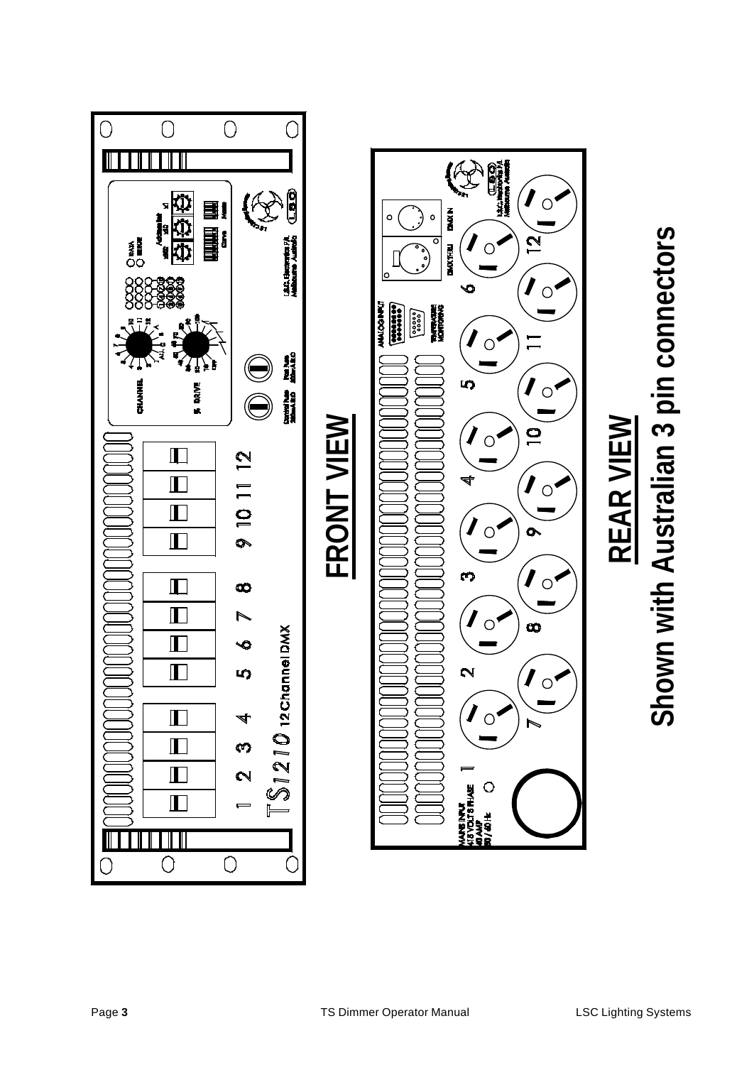## FRONT VIEW

## REAR VIEW

**Shown with Australian 3 pin connectors**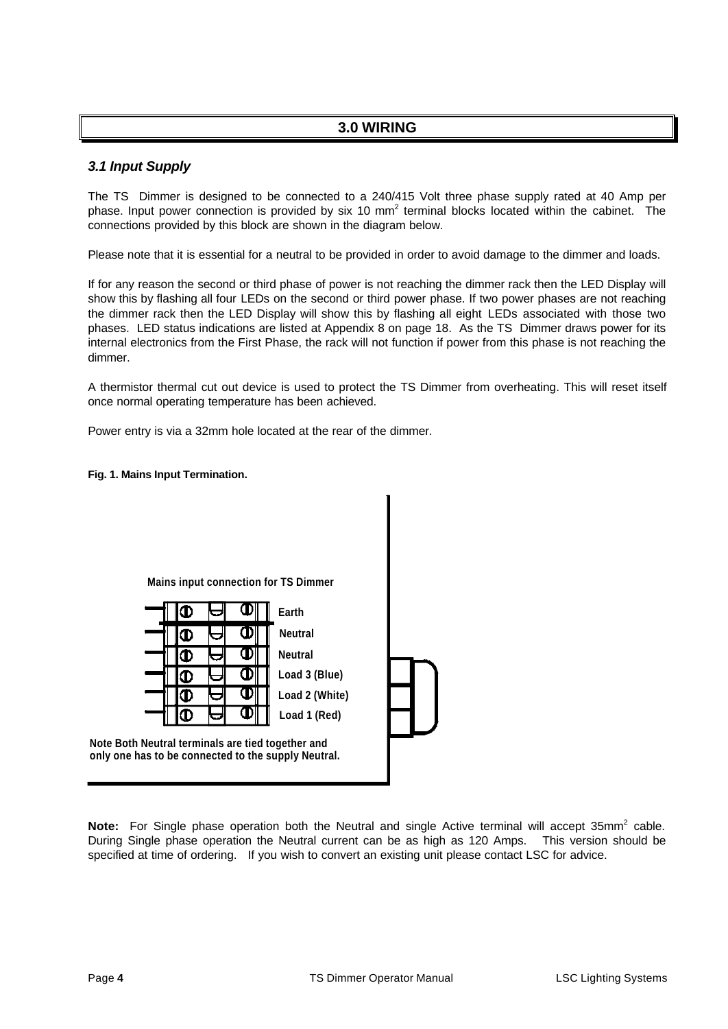# 3.0 WIRING

### *3.1 Input Supply*

The TS  Dimmer is designed to be connected to a 240/415 Volt three phase supply rated at 40 Amp per phase. Input power connection is provided by six 10 mm$^2$ terminal blocks located within the cabinet.  The connections provided by this block are shown in the diagram below.

Please note that it is essential for a neutral to be provided in order to avoid damage to the dimmer and loads.

If for any reason the second or third phase of power is not reaching the dimmer rack then the LED Display will show this by flashing all four LEDs on the second or third power phase. If two power phases are not reaching the dimmer rack then the LED Display will show this by flashing all eight LEDs associated with those two phases.  LED status indications are listed at Appendix 8 on page 18.  As the TS  Dimmer draws power for its internal electronics from the First Phase, the rack will not function if power from this phase is not reaching the dimmer.

A thermistor thermal cut out device is used to protect the TS Dimmer from overheating. This will reset itself once normal operating temperature has been achieved.

Power entry is via a 32mm hole located at the rear of the dimmer.

**Fig. 1. Mains Input Termination.**

Mains input connection for TS Dimmer

Earth
Neutral
Neutral
Load 3 (Blue)
Load 2 (White)
Load 1 (Red)

Note Both Neutral terminals are tied together and only one has to be connected to the supply Neutral.

**Note:** For Single phase operation both the Neutral and single Active terminal will accept 35mm$^2$ cable. During Single phase operation the Neutral current can be as high as 120 Amps.   This version should be specified at time of ordering.   If you wish to convert an existing unit please contact LSC for advice.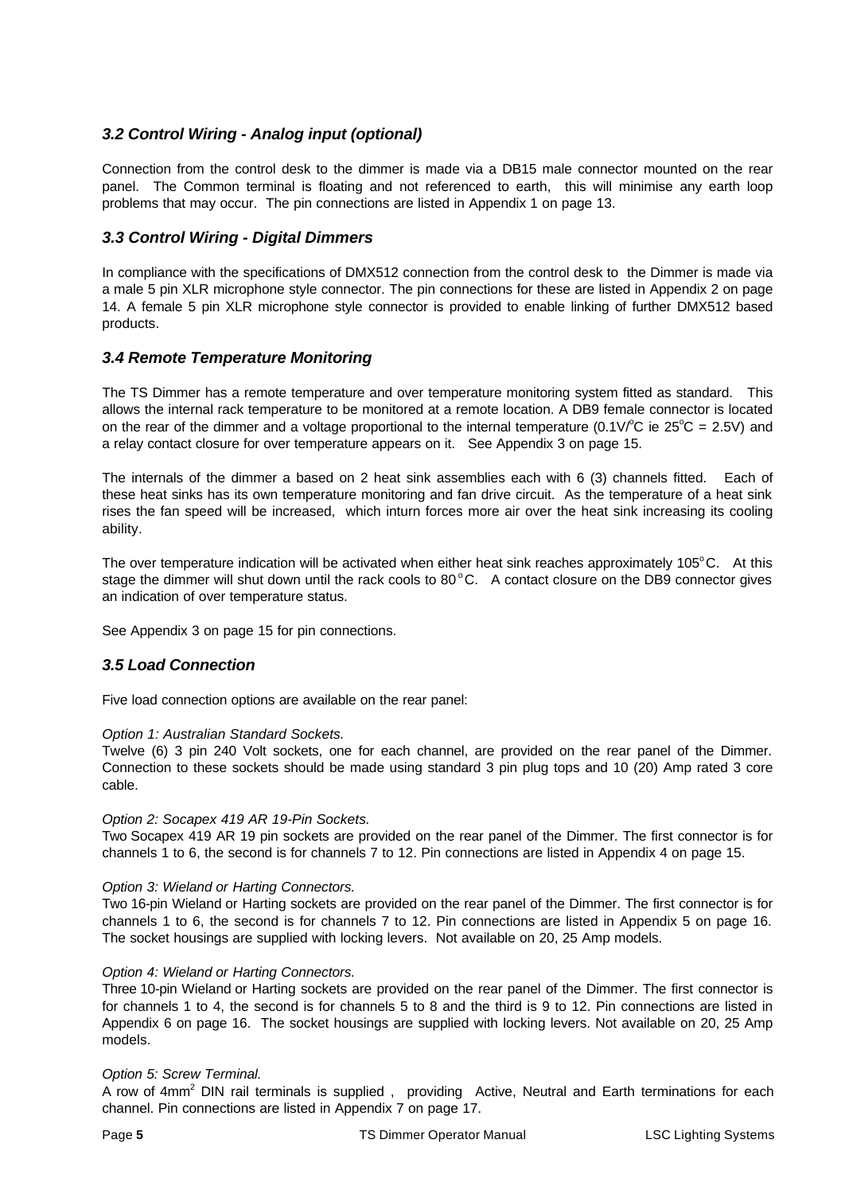### *3.2 Control Wiring - Analog input (optional)*

Connection from the control desk to the dimmer is made via a DB15 male connector mounted on the rear panel. The Common terminal is floating and not referenced to earth, this will minimise any earth loop problems that may occur. The pin connections are listed in Appendix 1 on page 13.

### *3.3 Control Wiring - Digital Dimmers*

In compliance with the specifications of DMX512 connection from the control desk to the Dimmer is made via a male 5 pin XLR microphone style connector. The pin connections for these are listed in Appendix 2 on page 14. A female 5 pin XLR microphone style connector is provided to enable linking of further DMX512 based products.

### *3.4 Remote Temperature Monitoring*

The TS Dimmer has a remote temperature and over temperature monitoring system fitted as standard. This allows the internal rack temperature to be monitored at a remote location. A DB9 female connector is located on the rear of the dimmer and a voltage proportional to the internal temperature (0.1V/°C ie 25°C = 2.5V) and a relay contact closure for over temperature appears on it. See Appendix 3 on page 15.

The internals of the dimmer a based on 2 heat sink assemblies each with 6 (3) channels fitted. Each of these heat sinks has its own temperature monitoring and fan drive circuit. As the temperature of a heat sink rises the fan speed will be increased, which inturn forces more air over the heat sink increasing its cooling ability.

The over temperature indication will be activated when either heat sink reaches approximately 105°C. At this stage the dimmer will shut down until the rack cools to 80°C. A contact closure on the DB9 connector gives an indication of over temperature status.

See Appendix 3 on page 15 for pin connections.

### *3.5 Load Connection*

Five load connection options are available on the rear panel:

*Option 1: Australian Standard Sockets.*
Twelve (6) 3 pin 240 Volt sockets, one for each channel, are provided on the rear panel of the Dimmer. Connection to these sockets should be made using standard 3 pin plug tops and 10 (20) Amp rated 3 core cable.

*Option 2: Socapex 419 AR 19-Pin Sockets.*
Two Socapex 419 AR 19 pin sockets are provided on the rear panel of the Dimmer. The first connector is for channels 1 to 6, the second is for channels 7 to 12. Pin connections are listed in Appendix 4 on page 15.

*Option 3: Wieland or Harting Connectors.*
Two 16-pin Wieland or Harting sockets are provided on the rear panel of the Dimmer. The first connector is for channels 1 to 6, the second is for channels 7 to 12. Pin connections are listed in Appendix 5 on page 16. The socket housings are supplied with locking levers. Not available on 20, 25 Amp models.

*Option 4: Wieland or Harting Connectors.*
Three 10-pin Wieland or Harting sockets are provided on the rear panel of the Dimmer. The first connector is for channels 1 to 4, the second is for channels 5 to 8 and the third is 9 to 12. Pin connections are listed in Appendix 6 on page 16. The socket housings are supplied with locking levers. Not available on 20, 25 Amp models.

*Option 5: Screw Terminal.*
A row of 4mm$^2$ DIN rail terminals is supplied , providing Active, Neutral and Earth terminations for each channel. Pin connections are listed in Appendix 7 on page 17.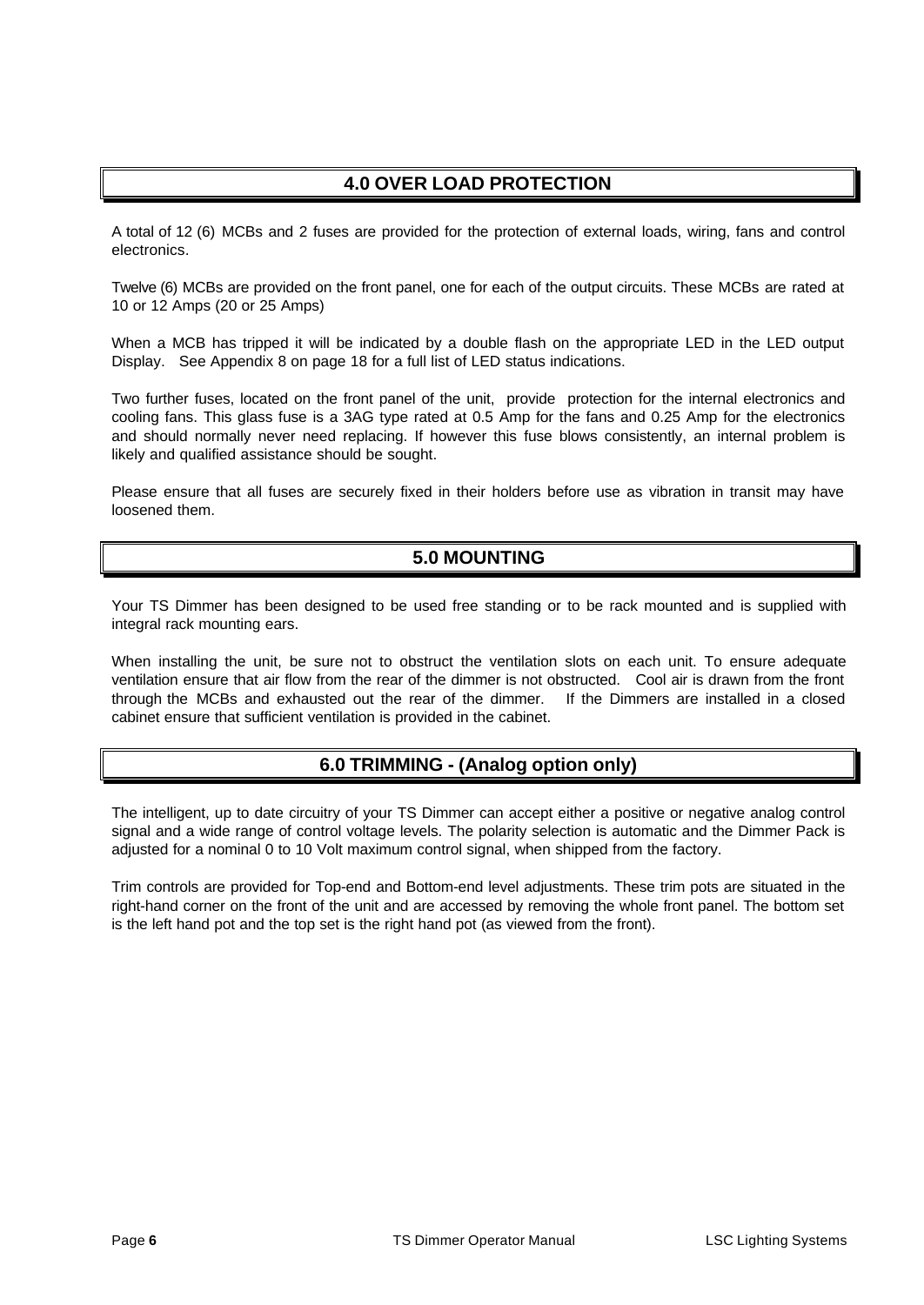## 4.0 OVER LOAD PROTECTION

A total of 12 (6) MCBs and 2 fuses are provided for the protection of external loads, wiring, fans and control electronics.

Twelve (6) MCBs are provided on the front panel, one for each of the output circuits. These MCBs are rated at 10 or 12 Amps (20 or 25 Amps)

When a MCB has tripped it will be indicated by a double flash on the appropriate LED in the LED output Display. See Appendix 8 on page 18 for a full list of LED status indications.

Two further fuses, located on the front panel of the unit, provide protection for the internal electronics and cooling fans. This glass fuse is a 3AG type rated at 0.5 Amp for the fans and 0.25 Amp for the electronics and should normally never need replacing. If however this fuse blows consistently, an internal problem is likely and qualified assistance should be sought.

Please ensure that all fuses are securely fixed in their holders before use as vibration in transit may have loosened them.

## 5.0 MOUNTING

Your TS Dimmer has been designed to be used free standing or to be rack mounted and is supplied with integral rack mounting ears.

When installing the unit, be sure not to obstruct the ventilation slots on each unit. To ensure adequate ventilation ensure that air flow from the rear of the dimmer is not obstructed. Cool air is drawn from the front through the MCBs and exhausted out the rear of the dimmer. If the Dimmers are installed in a closed cabinet ensure that sufficient ventilation is provided in the cabinet.

## 6.0 TRIMMING - (Analog option only)

The intelligent, up to date circuitry of your TS Dimmer can accept either a positive or negative analog control signal and a wide range of control voltage levels. The polarity selection is automatic and the Dimmer Pack is adjusted for a nominal 0 to 10 Volt maximum control signal, when shipped from the factory.

Trim controls are provided for Top-end and Bottom-end level adjustments. These trim pots are situated in the right-hand corner on the front of the unit and are accessed by removing the whole front panel. The bottom set is the left hand pot and the top set is the right hand pot (as viewed from the front).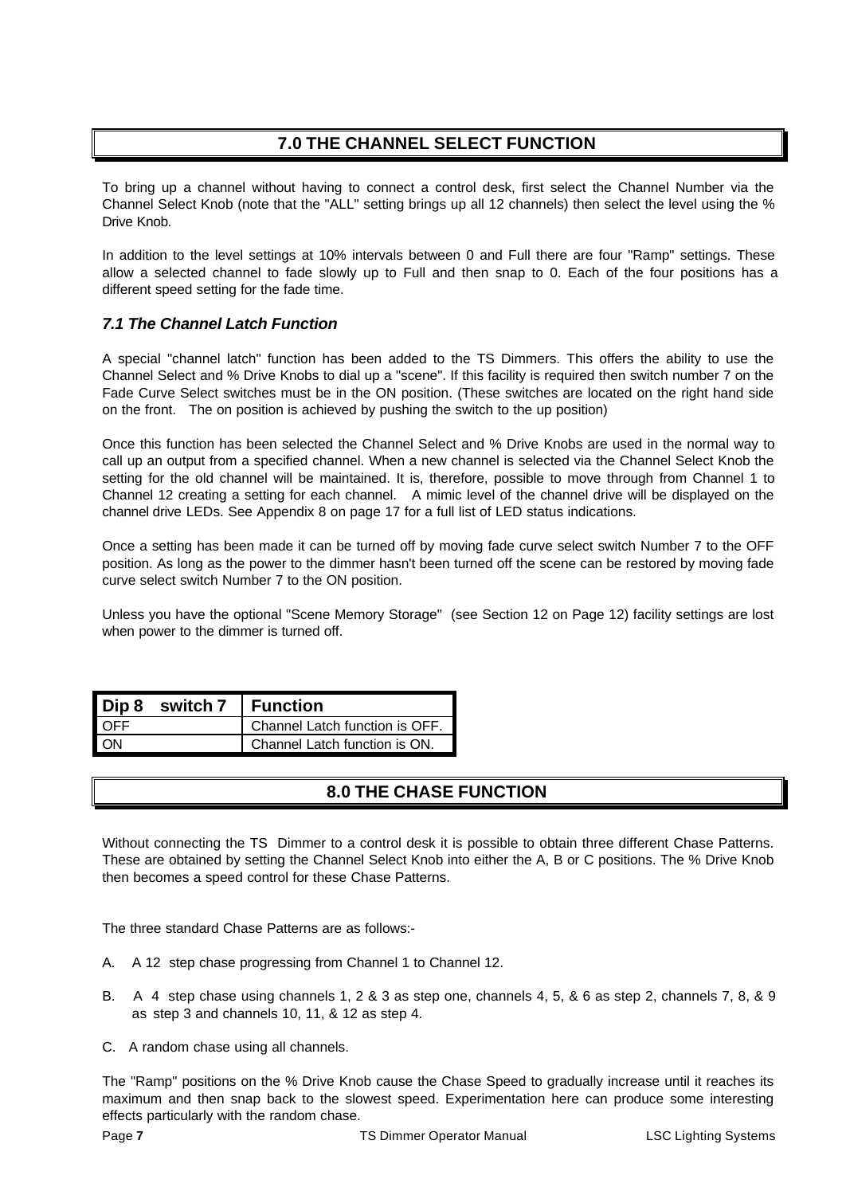## 7.0 THE CHANNEL SELECT FUNCTION

To bring up a channel without having to connect a control desk, first select the Channel Number via the Channel Select Knob (note that the "ALL" setting brings up all 12 channels) then select the level using the % Drive Knob.

In addition to the level settings at 10% intervals between 0 and Full there are four "Ramp" settings. These allow a selected channel to fade slowly up to Full and then snap to 0. Each of the four positions has a different speed setting for the fade time.

### *7.1 The Channel Latch Function*

A special "channel latch" function has been added to the TS Dimmers. This offers the ability to use the Channel Select and % Drive Knobs to dial up a "scene". If this facility is required then switch number 7 on the Fade Curve Select switches must be in the ON position. (These switches are located on the right hand side on the front. The on position is achieved by pushing the switch to the up position)

Once this function has been selected the Channel Select and % Drive Knobs are used in the normal way to call up an output from a specified channel. When a new channel is selected via the Channel Select Knob the setting for the old channel will be maintained. It is, therefore, possible to move through from Channel 1 to Channel 12 creating a setting for each channel. A mimic level of the channel drive will be displayed on the channel drive LEDs. See Appendix 8 on page 17 for a full list of LED status indications.

Once a setting has been made it can be turned off by moving fade curve select switch Number 7 to the OFF position. As long as the power to the dimmer hasn't been turned off the scene can be restored by moving fade curve select switch Number 7 to the ON position.

Unless you have the optional "Scene Memory Storage" (see Section 12 on Page 12) facility settings are lost when power to the dimmer is turned off.

| Dip 8 switch 7 | Function |
|---|---|
| OFF | Channel Latch function is OFF. |
| ON | Channel Latch function is ON. |

## 8.0 THE CHASE FUNCTION

Without connecting the TS Dimmer to a control desk it is possible to obtain three different Chase Patterns. These are obtained by setting the Channel Select Knob into either the A, B or C positions. The % Drive Knob then becomes a speed control for these Chase Patterns.

The three standard Chase Patterns are as follows:-

A. A 12 step chase progressing from Channel 1 to Channel 12.

B. A 4 step chase using channels 1, 2 & 3 as step one, channels 4, 5, & 6 as step 2, channels 7, 8, & 9 as step 3 and channels 10, 11, & 12 as step 4.

C. A random chase using all channels.

The "Ramp" positions on the % Drive Knob cause the Chase Speed to gradually increase until it reaches its maximum and then snap back to the slowest speed. Experimentation here can produce some interesting effects particularly with the random chase.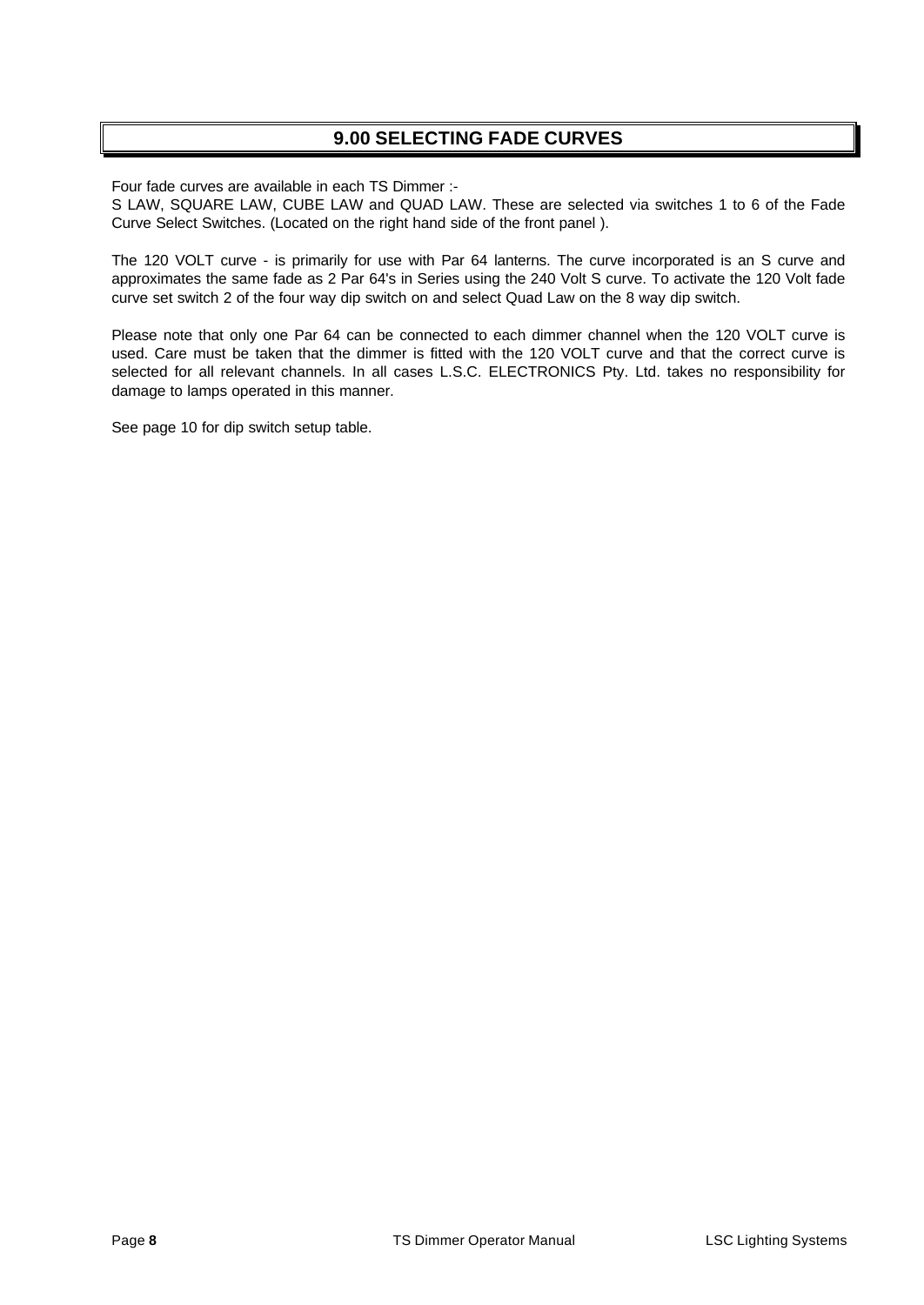# 9.00 SELECTING FADE CURVES

Four fade curves are available in each TS Dimmer :-
S LAW, SQUARE LAW, CUBE LAW and QUAD LAW. These are selected via switches 1 to 6 of the Fade Curve Select Switches. (Located on the right hand side of the front panel ).

The 120 VOLT curve - is primarily for use with Par 64 lanterns. The curve incorporated is an S curve and approximates the same fade as 2 Par 64's in Series using the 240 Volt S curve. To activate the 120 Volt fade curve set switch 2 of the four way dip switch on and select Quad Law on the 8 way dip switch.

Please note that only one Par 64 can be connected to each dimmer channel when the 120 VOLT curve is used. Care must be taken that the dimmer is fitted with the 120 VOLT curve and that the correct curve is selected for all relevant channels. In all cases L.S.C. ELECTRONICS Pty. Ltd. takes no responsibility for damage to lamps operated in this manner.

See page 10 for dip switch setup table.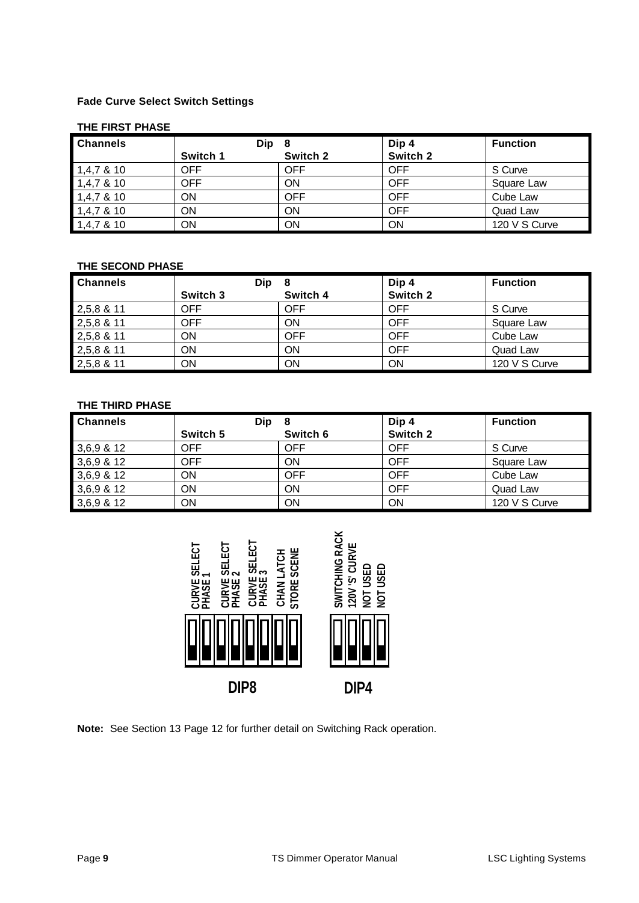**Fade Curve Select Switch Settings**

**THE FIRST PHASE**

| Channels | Dip 8 Switch 1 | Dip 8 Switch 2 | Dip 4 Switch 2 | Function |
|---|---|---|---|---|
| 1,4,7 & 10 | OFF | OFF | OFF | S Curve |
| 1,4,7 & 10 | OFF | ON | OFF | Square Law |
| 1,4,7 & 10 | ON | OFF | OFF | Cube Law |
| 1,4,7 & 10 | ON | ON | OFF | Quad Law |
| 1,4,7 & 10 | ON | ON | ON | 120 V S Curve |

**THE SECOND PHASE**

| Channels | Dip 8 Switch 3 | Dip 8 Switch 4 | Dip 4 Switch 2 | Function |
|---|---|---|---|---|
| 2,5,8 & 11 | OFF | OFF | OFF | S Curve |
| 2,5,8 & 11 | OFF | ON | OFF | Square Law |
| 2,5,8 & 11 | ON | OFF | OFF | Cube Law |
| 2,5,8 & 11 | ON | ON | OFF | Quad Law |
| 2,5,8 & 11 | ON | ON | ON | 120 V S Curve |

**THE THIRD PHASE**

| Channels | Dip 8 Switch 5 | Dip 8 Switch 6 | Dip 4 Switch 2 | Function |
|---|---|---|---|---|
| 3,6,9 & 12 | OFF | OFF | OFF | S Curve |
| 3,6,9 & 12 | OFF | ON | OFF | Square Law |
| 3,6,9 & 12 | ON | OFF | OFF | Cube Law |
| 3,6,9 & 12 | ON | ON | OFF | Quad Law |
| 3,6,9 & 12 | ON | ON | ON | 120 V S Curve |

DIP8: CURVE SELECT PHASE 1 | CURVE SELECT PHASE 2 | CURVE SELECT PHASE 3 | CHAN LATCH | STORE SCENE

DIP4: SWITCHING RACK | 120V 'S' CURVE | NOT USED | NOT USED

**Note:** See Section 13 Page 12 for further detail on Switching Rack operation.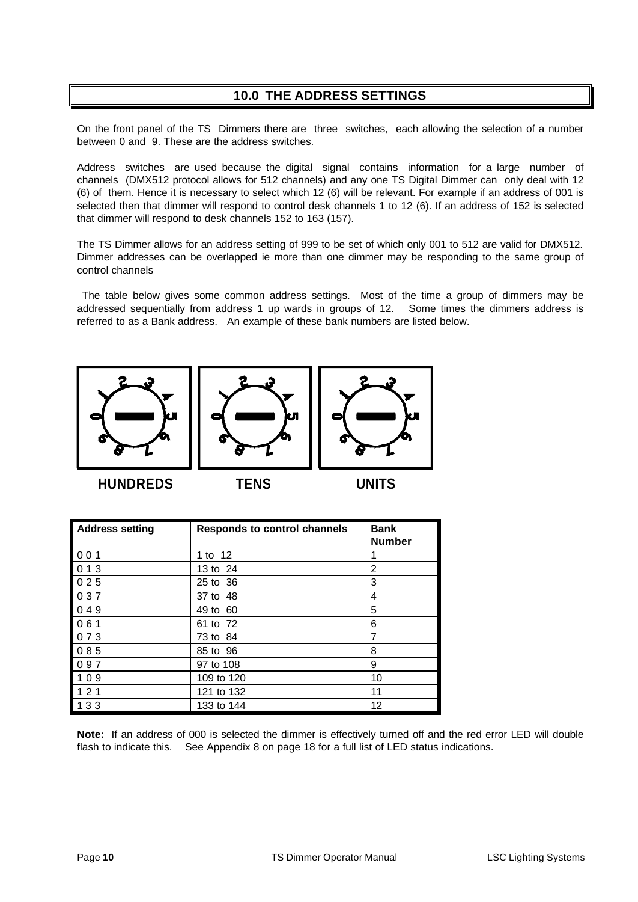## 10.0 THE ADDRESS SETTINGS

On the front panel of the TS Dimmers there are three switches, each allowing the selection of a number between 0 and 9. These are the address switches.

Address switches are used because the digital signal contains information for a large number of channels (DMX512 protocol allows for 512 channels) and any one TS Digital Dimmer can only deal with 12 (6) of them. Hence it is necessary to select which 12 (6) will be relevant. For example if an address of 001 is selected then that dimmer will respond to control desk channels 1 to 12 (6). If an address of 152 is selected that dimmer will respond to desk channels 152 to 163 (157).

The TS Dimmer allows for an address setting of 999 to be set of which only 001 to 512 are valid for DMX512. Dimmer addresses can be overlapped ie more than one dimmer may be responding to the same group of control channels

The table below gives some common address settings. Most of the time a group of dimmers may be addressed sequentially from address 1 up wards in groups of 12. Some times the dimmers address is referred to as a Bank address. An example of these bank numbers are listed below.

HUNDREDS TENS UNITS

| Address setting | Responds to control channels | Bank Number |
|---|---|---|
| 0 0 1 | 1 to 12 | 1 |
| 0 1 3 | 13 to 24 | 2 |
| 0 2 5 | 25 to 36 | 3 |
| 0 3 7 | 37 to 48 | 4 |
| 0 4 9 | 49 to 60 | 5 |
| 0 6 1 | 61 to 72 | 6 |
| 0 7 3 | 73 to 84 | 7 |
| 0 8 5 | 85 to 96 | 8 |
| 0 9 7 | 97 to 108 | 9 |
| 1 0 9 | 109 to 120 | 10 |
| 1 2 1 | 121 to 132 | 11 |
| 1 3 3 | 133 to 144 | 12 |

**Note:** If an address of 000 is selected the dimmer is effectively turned off and the red error LED will double flash to indicate this. See Appendix 8 on page 18 for a full list of LED status indications.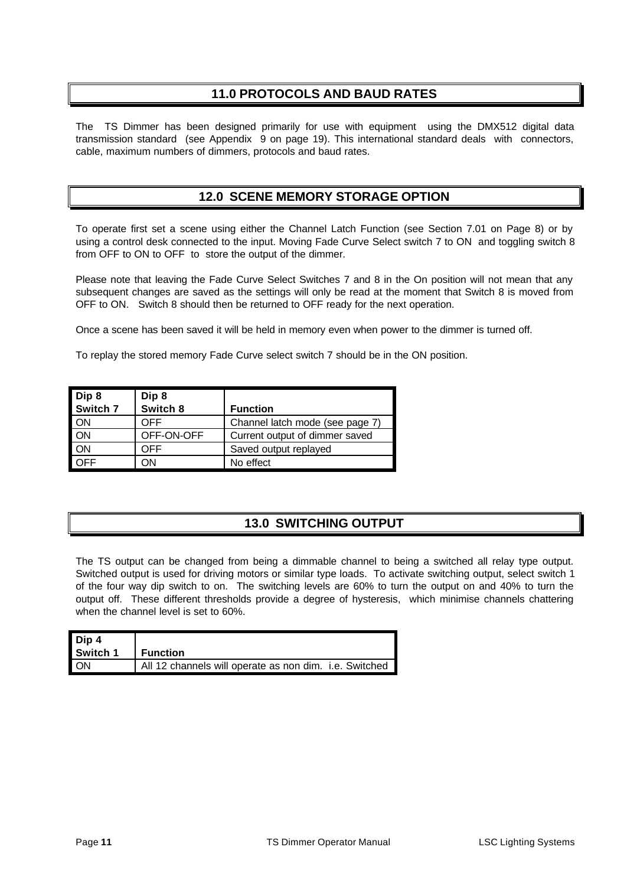## 11.0 PROTOCOLS AND BAUD RATES

The TS Dimmer has been designed primarily for use with equipment using the DMX512 digital data transmission standard (see Appendix 9 on page 19). This international standard deals with connectors, cable, maximum numbers of dimmers, protocols and baud rates.

## 12.0 SCENE MEMORY STORAGE OPTION

To operate first set a scene using either the Channel Latch Function (see Section 7.01 on Page 8) or by using a control desk connected to the input. Moving Fade Curve Select switch 7 to ON and toggling switch 8 from OFF to ON to OFF to store the output of the dimmer.

Please note that leaving the Fade Curve Select Switches 7 and 8 in the On position will not mean that any subsequent changes are saved as the settings will only be read at the moment that Switch 8 is moved from OFF to ON. Switch 8 should then be returned to OFF ready for the next operation.

Once a scene has been saved it will be held in memory even when power to the dimmer is turned off.

To replay the stored memory Fade Curve select switch 7 should be in the ON position.

| Dip 8 Switch 7 | Dip 8 Switch 8 | Function |
|---|---|---|
| ON | OFF | Channel latch mode (see page 7) |
| ON | OFF-ON-OFF | Current output of dimmer saved |
| ON | OFF | Saved output replayed |
| OFF | ON | No effect |

## 13.0 SWITCHING OUTPUT

The TS output can be changed from being a dimmable channel to being a switched all relay type output. Switched output is used for driving motors or similar type loads. To activate switching output, select switch 1 of the four way dip switch to on. The switching levels are 60% to turn the output on and 40% to turn the output off. These different thresholds provide a degree of hysteresis, which minimise channels chattering when the channel level is set to 60%.

| Dip 4 Switch 1 | Function |
|---|---|
| ON | All 12 channels will operate as non dim. i.e. Switched |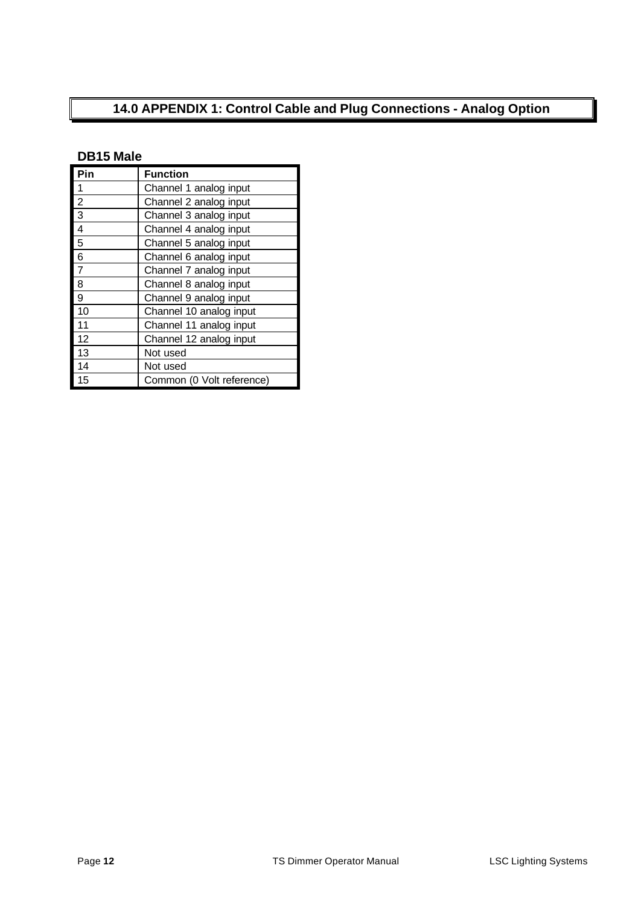# 14.0 APPENDIX 1: Control Cable and Plug Connections - Analog Option

### DB15 Male

| Pin | Function |
|---|---|
| 1 | Channel 1 analog input |
| 2 | Channel 2 analog input |
| 3 | Channel 3 analog input |
| 4 | Channel 4 analog input |
| 5 | Channel 5 analog input |
| 6 | Channel 6 analog input |
| 7 | Channel 7 analog input |
| 8 | Channel 8 analog input |
| 9 | Channel 9 analog input |
| 10 | Channel 10 analog input |
| 11 | Channel 11 analog input |
| 12 | Channel 12 analog input |
| 13 | Not used |
| 14 | Not used |
| 15 | Common (0 Volt reference) |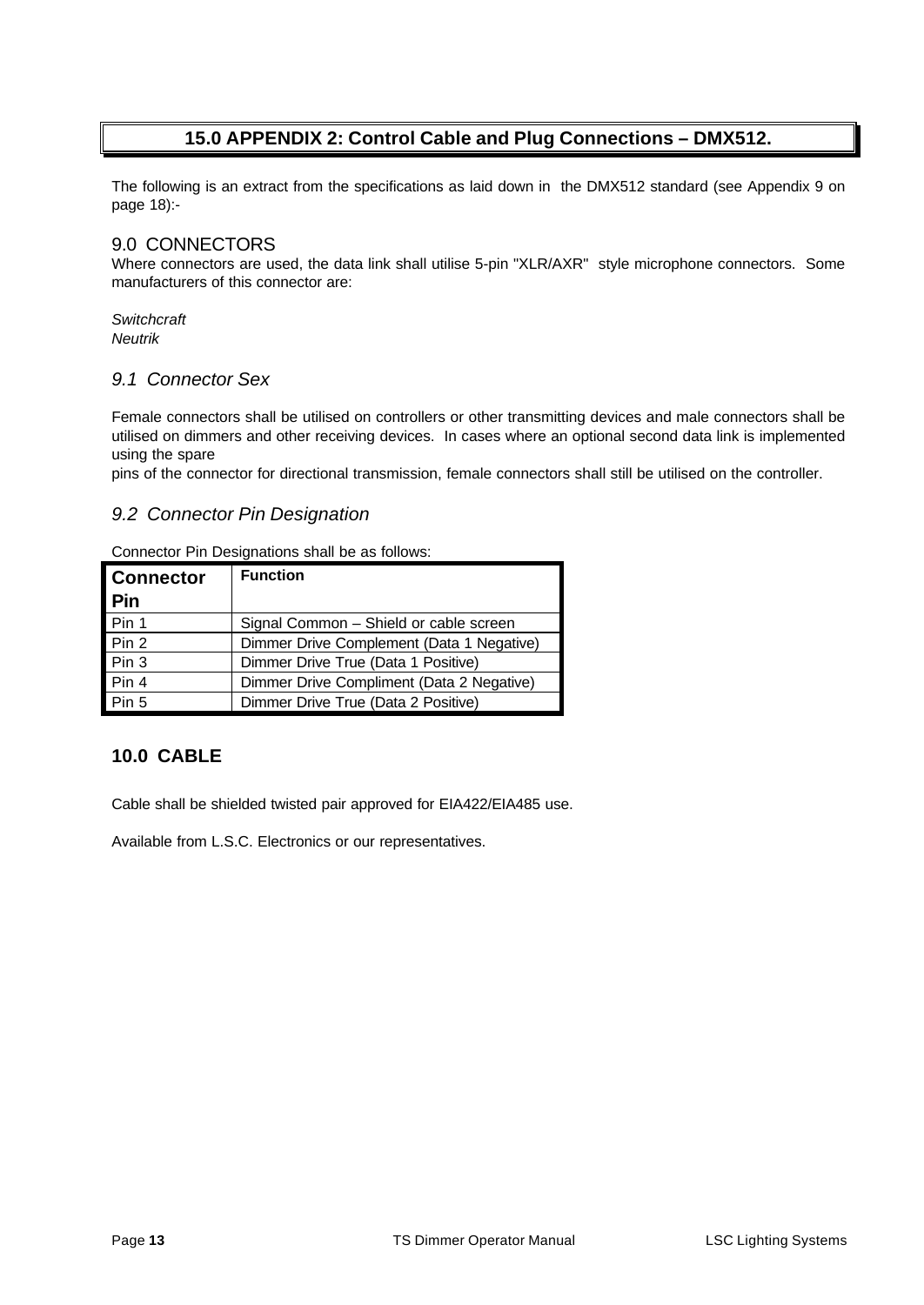# 15.0 APPENDIX 2: Control Cable and Plug Connections – DMX512.

The following is an extract from the specifications as laid down in the DMX512 standard (see Appendix 9 on page 18):-

## 9.0 CONNECTORS

Where connectors are used, the data link shall utilise 5-pin "XLR/AXR" style microphone connectors. Some manufacturers of this connector are:

*Switchcraft*
*Neutrik*

### *9.1 Connector Sex*

Female connectors shall be utilised on controllers or other transmitting devices and male connectors shall be utilised on dimmers and other receiving devices. In cases where an optional second data link is implemented using the spare
pins of the connector for directional transmission, female connectors shall still be utilised on the controller.

### *9.2 Connector Pin Designation*

Connector Pin Designations shall be as follows:

| Connector Pin | Function |
|---|---|
| Pin 1 | Signal Common – Shield or cable screen |
| Pin 2 | Dimmer Drive Complement (Data 1 Negative) |
| Pin 3 | Dimmer Drive True (Data 1 Positive) |
| Pin 4 | Dimmer Drive Compliment (Data 2 Negative) |
| Pin 5 | Dimmer Drive True (Data 2 Positive) |

## 10.0 CABLE

Cable shall be shielded twisted pair approved for EIA422/EIA485 use.

Available from L.S.C. Electronics or our representatives.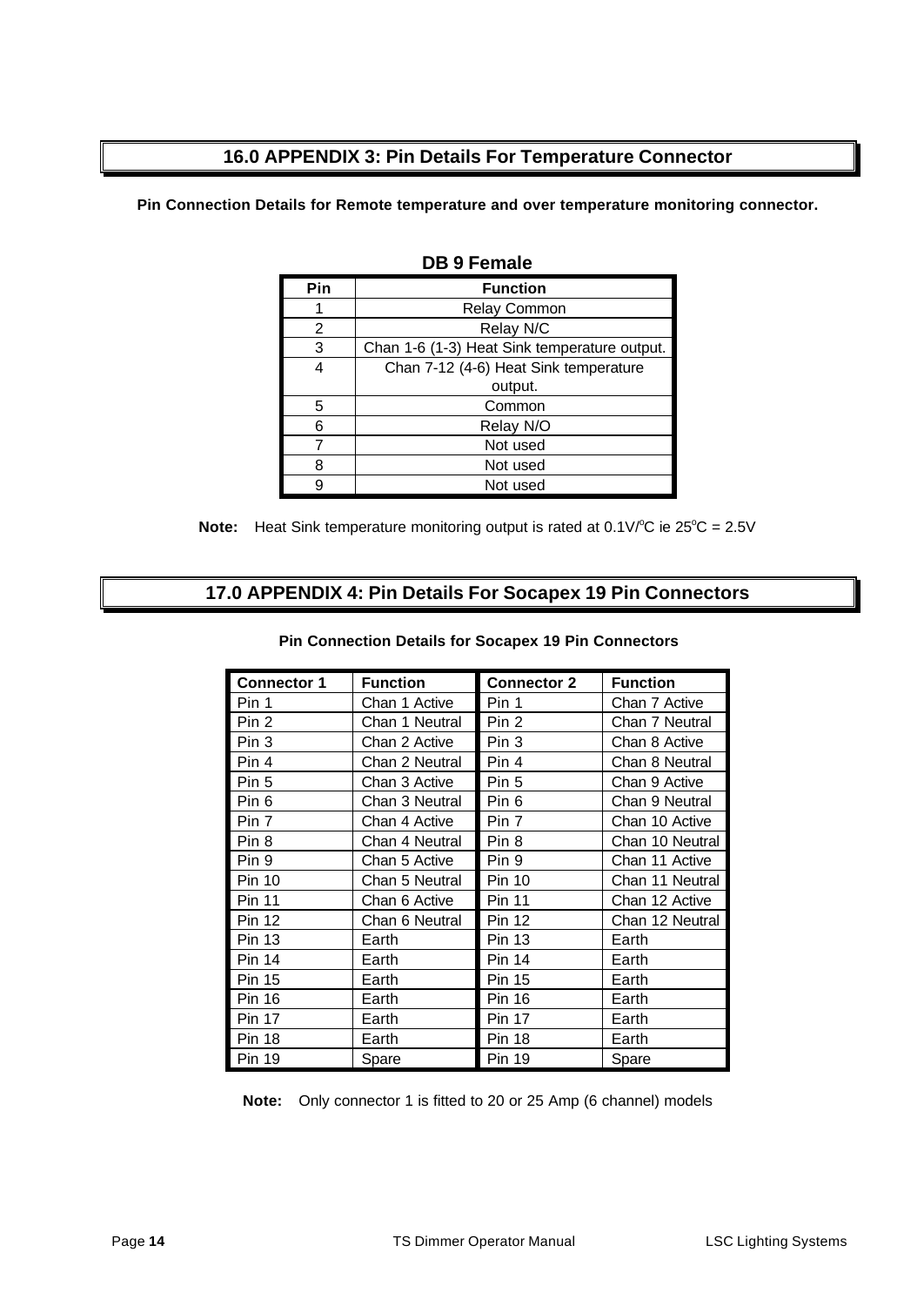## 16.0 APPENDIX 3: Pin Details For Temperature Connector

**Pin Connection Details for Remote temperature and over temperature monitoring connector.**

**DB 9 Female**

| Pin | Function |
|---|---|
| 1 | Relay Common |
| 2 | Relay N/C |
| 3 | Chan 1-6 (1-3) Heat Sink temperature output. |
| 4 | Chan 7-12 (4-6) Heat Sink temperature output. |
| 5 | Common |
| 6 | Relay N/O |
| 7 | Not used |
| 8 | Not used |
| 9 | Not used |

**Note:** Heat Sink temperature monitoring output is rated at 0.1V/°C ie 25°C = 2.5V

## 17.0 APPENDIX 4: Pin Details For Socapex 19 Pin Connectors

**Pin Connection Details for Socapex 19 Pin Connectors**

| Connector 1 | Function | Connector 2 | Function |
|---|---|---|---|
| Pin 1 | Chan 1 Active | Pin 1 | Chan 7 Active |
| Pin 2 | Chan 1 Neutral | Pin 2 | Chan 7 Neutral |
| Pin 3 | Chan 2 Active | Pin 3 | Chan 8 Active |
| Pin 4 | Chan 2 Neutral | Pin 4 | Chan 8 Neutral |
| Pin 5 | Chan 3 Active | Pin 5 | Chan 9 Active |
| Pin 6 | Chan 3 Neutral | Pin 6 | Chan 9 Neutral |
| Pin 7 | Chan 4 Active | Pin 7 | Chan 10 Active |
| Pin 8 | Chan 4 Neutral | Pin 8 | Chan 10 Neutral |
| Pin 9 | Chan 5 Active | Pin 9 | Chan 11 Active |
| Pin 10 | Chan 5 Neutral | Pin 10 | Chan 11 Neutral |
| Pin 11 | Chan 6 Active | Pin 11 | Chan 12 Active |
| Pin 12 | Chan 6 Neutral | Pin 12 | Chan 12 Neutral |
| Pin 13 | Earth | Pin 13 | Earth |
| Pin 14 | Earth | Pin 14 | Earth |
| Pin 15 | Earth | Pin 15 | Earth |
| Pin 16 | Earth | Pin 16 | Earth |
| Pin 17 | Earth | Pin 17 | Earth |
| Pin 18 | Earth | Pin 18 | Earth |
| Pin 19 | Spare | Pin 19 | Spare |

**Note:** Only connector 1 is fitted to 20 or 25 Amp (6 channel) models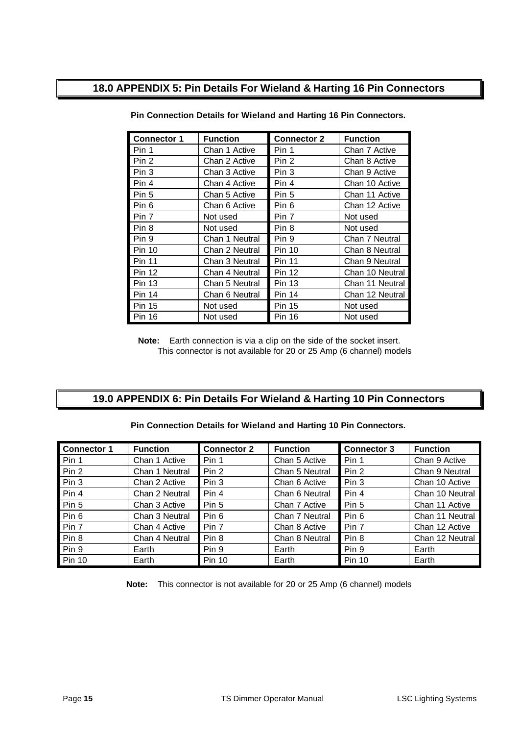## 18.0 APPENDIX 5: Pin Details For Wieland & Harting 16 Pin Connectors

**Pin Connection Details for Wieland and Harting 16 Pin Connectors.**

| Connector 1 | Function | Connector 2 | Function |
|---|---|---|---|
| Pin 1 | Chan 1 Active | Pin 1 | Chan 7 Active |
| Pin 2 | Chan 2 Active | Pin 2 | Chan 8 Active |
| Pin 3 | Chan 3 Active | Pin 3 | Chan 9 Active |
| Pin 4 | Chan 4 Active | Pin 4 | Chan 10 Active |
| Pin 5 | Chan 5 Active | Pin 5 | Chan 11 Active |
| Pin 6 | Chan 6 Active | Pin 6 | Chan 12 Active |
| Pin 7 | Not used | Pin 7 | Not used |
| Pin 8 | Not used | Pin 8 | Not used |
| Pin 9 | Chan 1 Neutral | Pin 9 | Chan 7 Neutral |
| Pin 10 | Chan 2 Neutral | Pin 10 | Chan 8 Neutral |
| Pin 11 | Chan 3 Neutral | Pin 11 | Chan 9 Neutral |
| Pin 12 | Chan 4 Neutral | Pin 12 | Chan 10 Neutral |
| Pin 13 | Chan 5 Neutral | Pin 13 | Chan 11 Neutral |
| Pin 14 | Chan 6 Neutral | Pin 14 | Chan 12 Neutral |
| Pin 15 | Not used | Pin 15 | Not used |
| Pin 16 | Not used | Pin 16 | Not used |

**Note:** Earth connection is via a clip on the side of the socket insert.
This connector is not available for 20 or 25 Amp (6 channel) models

## 19.0 APPENDIX 6: Pin Details For Wieland & Harting 10 Pin Connectors

**Pin Connection Details for Wieland and Harting 10 Pin Connectors.**

| Connector 1 | Function | Connector 2 | Function | Connector 3 | Function |
|---|---|---|---|---|---|
| Pin 1 | Chan 1 Active | Pin 1 | Chan 5 Active | Pin 1 | Chan 9 Active |
| Pin 2 | Chan 1 Neutral | Pin 2 | Chan 5 Neutral | Pin 2 | Chan 9 Neutral |
| Pin 3 | Chan 2 Active | Pin 3 | Chan 6 Active | Pin 3 | Chan 10 Active |
| Pin 4 | Chan 2 Neutral | Pin 4 | Chan 6 Neutral | Pin 4 | Chan 10 Neutral |
| Pin 5 | Chan 3 Active | Pin 5 | Chan 7 Active | Pin 5 | Chan 11 Active |
| Pin 6 | Chan 3 Neutral | Pin 6 | Chan 7 Neutral | Pin 6 | Chan 11 Neutral |
| Pin 7 | Chan 4 Active | Pin 7 | Chan 8 Active | Pin 7 | Chan 12 Active |
| Pin 8 | Chan 4 Neutral | Pin 8 | Chan 8 Neutral | Pin 8 | Chan 12 Neutral |
| Pin 9 | Earth | Pin 9 | Earth | Pin 9 | Earth |
| Pin 10 | Earth | Pin 10 | Earth | Pin 10 | Earth |

**Note:** This connector is not available for 20 or 25 Amp (6 channel) models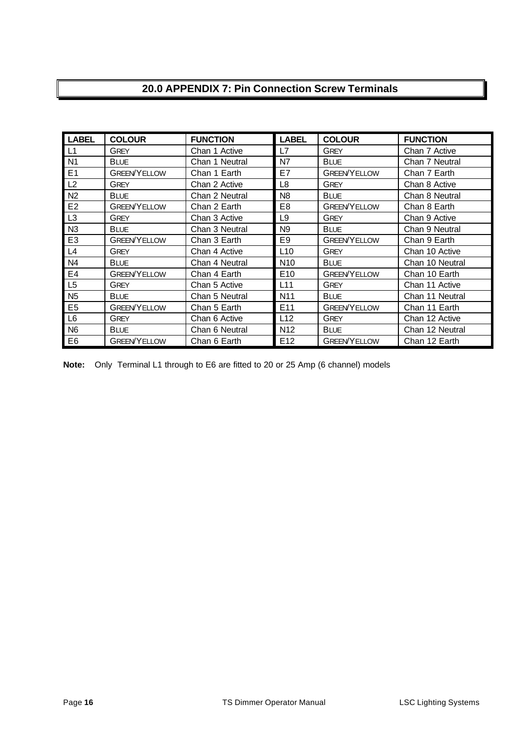## 20.0 APPENDIX 7: Pin Connection Screw Terminals

| LABEL | COLOUR | FUNCTION | LABEL | COLOUR | FUNCTION |
|---|---|---|---|---|---|
| L1 | GREY | Chan 1 Active | L7 | GREY | Chan 7 Active |
| N1 | BLUE | Chan 1 Neutral | N7 | BLUE | Chan 7 Neutral |
| E1 | GREEN/YELLOW | Chan 1 Earth | E7 | GREEN/YELLOW | Chan 7 Earth |
| L2 | GREY | Chan 2 Active | L8 | GREY | Chan 8 Active |
| N2 | BLUE | Chan 2 Neutral | N8 | BLUE | Chan 8 Neutral |
| E2 | GREEN/YELLOW | Chan 2 Earth | E8 | GREEN/YELLOW | Chan 8 Earth |
| L3 | GREY | Chan 3 Active | L9 | GREY | Chan 9 Active |
| N3 | BLUE | Chan 3 Neutral | N9 | BLUE | Chan 9 Neutral |
| E3 | GREEN/YELLOW | Chan 3 Earth | E9 | GREEN/YELLOW | Chan 9 Earth |
| L4 | GREY | Chan 4 Active | L10 | GREY | Chan 10 Active |
| N4 | BLUE | Chan 4 Neutral | N10 | BLUE | Chan 10 Neutral |
| E4 | GREEN/YELLOW | Chan 4 Earth | E10 | GREEN/YELLOW | Chan 10 Earth |
| L5 | GREY | Chan 5 Active | L11 | GREY | Chan 11 Active |
| N5 | BLUE | Chan 5 Neutral | N11 | BLUE | Chan 11 Neutral |
| E5 | GREEN/YELLOW | Chan 5 Earth | E11 | GREEN/YELLOW | Chan 11 Earth |
| L6 | GREY | Chan 6 Active | L12 | GREY | Chan 12 Active |
| N6 | BLUE | Chan 6 Neutral | N12 | BLUE | Chan 12 Neutral |
| E6 | GREEN/YELLOW | Chan 6 Earth | E12 | GREEN/YELLOW | Chan 12 Earth |

**Note:** Only Terminal L1 through to E6 are fitted to 20 or 25 Amp (6 channel) models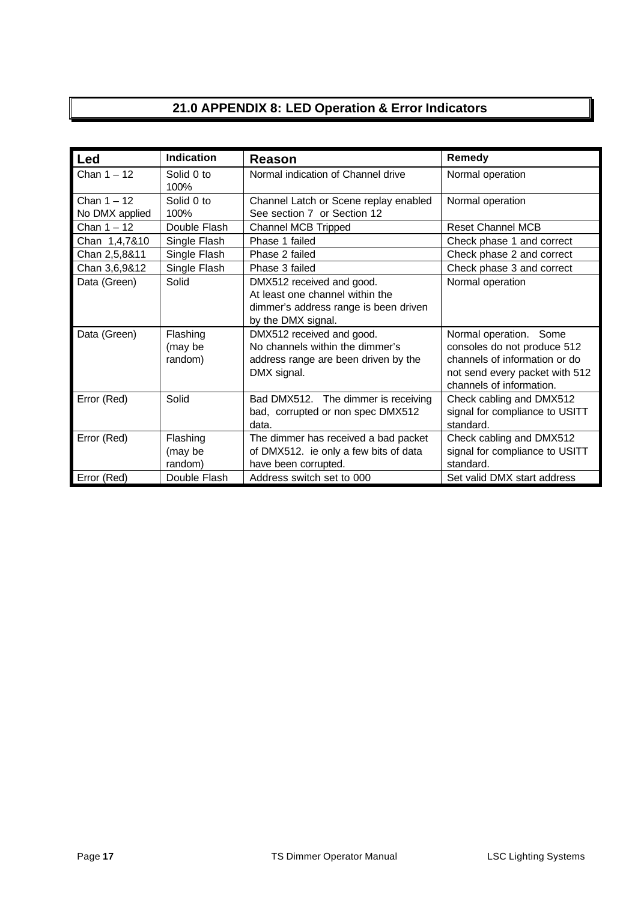## 21.0 APPENDIX 8: LED Operation & Error Indicators

| Led | Indication | Reason | Remedy |
| --- | --- | --- | --- |
| Chan 1 – 12 | Solid 0 to 100% | Normal indication of Channel drive | Normal operation |
| Chan 1 – 12 No DMX applied | Solid 0 to 100% | Channel Latch or Scene replay enabled See section 7 or Section 12 | Normal operation |
| Chan 1 – 12 | Double Flash | Channel MCB Tripped | Reset Channel MCB |
| Chan 1,4,7&10 | Single Flash | Phase 1 failed | Check phase 1 and correct |
| Chan 2,5,8&11 | Single Flash | Phase 2 failed | Check phase 2 and correct |
| Chan 3,6,9&12 | Single Flash | Phase 3 failed | Check phase 3 and correct |
| Data (Green) | Solid | DMX512 received and good. At least one channel within the dimmer's address range is been driven by the DMX signal. | Normal operation |
| Data (Green) | Flashing (may be random) | DMX512 received and good. No channels within the dimmer's address range are been driven by the DMX signal. | Normal operation. Some consoles do not produce 512 channels of information or do not send every packet with 512 channels of information. |
| Error (Red) | Solid | Bad DMX512. The dimmer is receiving bad, corrupted or non spec DMX512 data. | Check cabling and DMX512 signal for compliance to USITT standard. |
| Error (Red) | Flashing (may be random) | The dimmer has received a bad packet of DMX512. ie only a few bits of data have been corrupted. | Check cabling and DMX512 signal for compliance to USITT standard. |
| Error (Red) | Double Flash | Address switch set to 000 | Set valid DMX start address |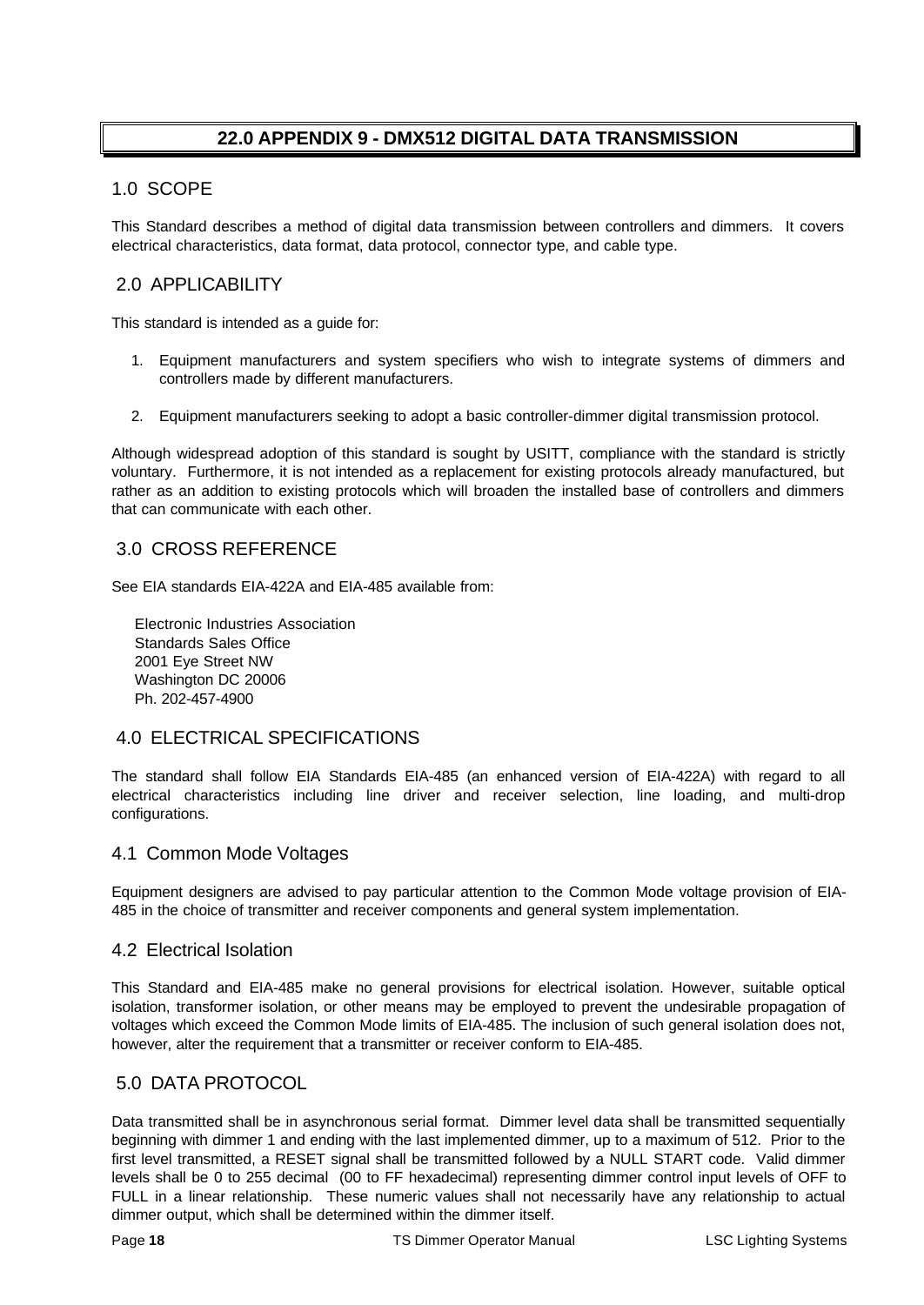# 22.0 APPENDIX 9 - DMX512 DIGITAL DATA TRANSMISSION

## 1.0 SCOPE

This Standard describes a method of digital data transmission between controllers and dimmers. It covers electrical characteristics, data format, data protocol, connector type, and cable type.

## 2.0 APPLICABILITY

This standard is intended as a guide for:

1. Equipment manufacturers and system specifiers who wish to integrate systems of dimmers and controllers made by different manufacturers.
2. Equipment manufacturers seeking to adopt a basic controller-dimmer digital transmission protocol.

Although widespread adoption of this standard is sought by USITT, compliance with the standard is strictly voluntary. Furthermore, it is not intended as a replacement for existing protocols already manufactured, but rather as an addition to existing protocols which will broaden the installed base of controllers and dimmers that can communicate with each other.

## 3.0 CROSS REFERENCE

See EIA standards EIA-422A and EIA-485 available from:

Electronic Industries Association
Standards Sales Office
2001 Eye Street NW
Washington DC 20006
Ph. 202-457-4900

## 4.0 ELECTRICAL SPECIFICATIONS

The standard shall follow EIA Standards EIA-485 (an enhanced version of EIA-422A) with regard to all electrical characteristics including line driver and receiver selection, line loading, and multi-drop configurations.

### 4.1 Common Mode Voltages

Equipment designers are advised to pay particular attention to the Common Mode voltage provision of EIA-485 in the choice of transmitter and receiver components and general system implementation.

### 4.2 Electrical Isolation

This Standard and EIA-485 make no general provisions for electrical isolation. However, suitable optical isolation, transformer isolation, or other means may be employed to prevent the undesirable propagation of voltages which exceed the Common Mode limits of EIA-485. The inclusion of such general isolation does not, however, alter the requirement that a transmitter or receiver conform to EIA-485.

## 5.0 DATA PROTOCOL

Data transmitted shall be in asynchronous serial format. Dimmer level data shall be transmitted sequentially beginning with dimmer 1 and ending with the last implemented dimmer, up to a maximum of 512. Prior to the first level transmitted, a RESET signal shall be transmitted followed by a NULL START code. Valid dimmer levels shall be 0 to 255 decimal (00 to FF hexadecimal) representing dimmer control input levels of OFF to FULL in a linear relationship. These numeric values shall not necessarily have any relationship to actual dimmer output, which shall be determined within the dimmer itself.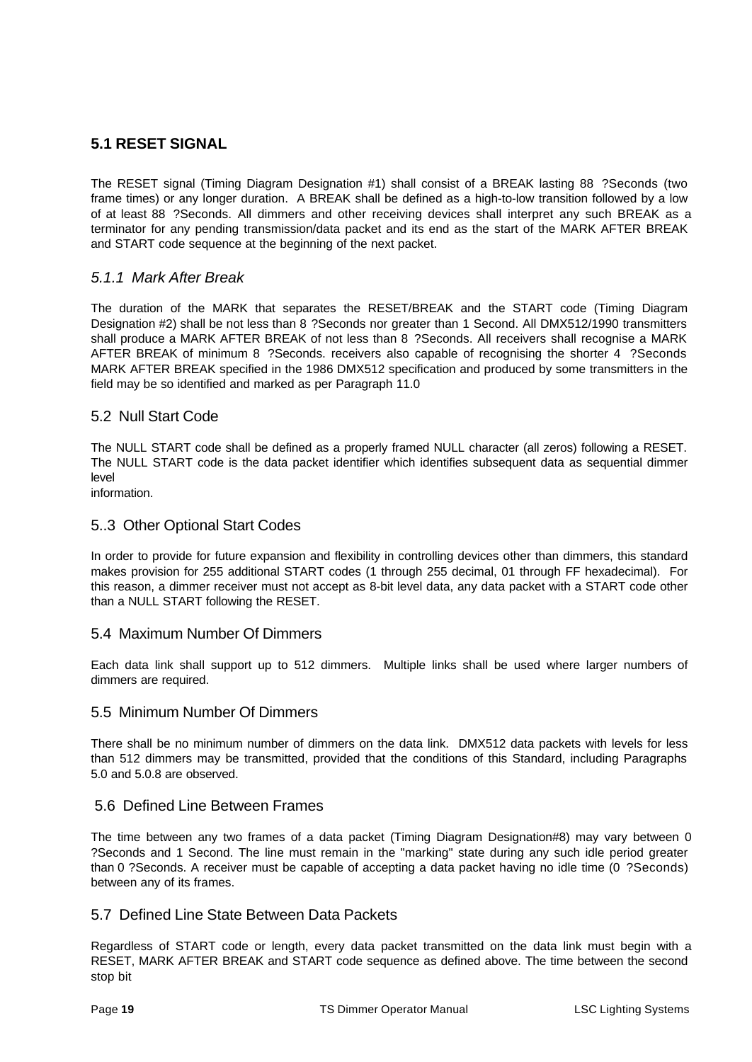## 5.1 RESET SIGNAL

The RESET signal (Timing Diagram Designation #1) shall consist of a BREAK lasting 88 ?Seconds (two frame times) or any longer duration. A BREAK shall be defined as a high-to-low transition followed by a low of at least 88 ?Seconds. All dimmers and other receiving devices shall interpret any such BREAK as a terminator for any pending transmission/data packet and its end as the start of the MARK AFTER BREAK and START code sequence at the beginning of the next packet.

### *5.1.1 Mark After Break*

The duration of the MARK that separates the RESET/BREAK and the START code (Timing Diagram Designation #2) shall be not less than 8 ?Seconds nor greater than 1 Second. All DMX512/1990 transmitters shall produce a MARK AFTER BREAK of not less than 8 ?Seconds. All receivers shall recognise a MARK AFTER BREAK of minimum 8 ?Seconds. receivers also capable of recognising the shorter 4 ?Seconds MARK AFTER BREAK specified in the 1986 DMX512 specification and produced by some transmitters in the field may be so identified and marked as per Paragraph 11.0

## 5.2 Null Start Code

The NULL START code shall be defined as a properly framed NULL character (all zeros) following a RESET. The NULL START code is the data packet identifier which identifies subsequent data as sequential dimmer level
information.

## 5..3 Other Optional Start Codes

In order to provide for future expansion and flexibility in controlling devices other than dimmers, this standard makes provision for 255 additional START codes (1 through 255 decimal, 01 through FF hexadecimal). For this reason, a dimmer receiver must not accept as 8-bit level data, any data packet with a START code other than a NULL START following the RESET.

## 5.4 Maximum Number Of Dimmers

Each data link shall support up to 512 dimmers. Multiple links shall be used where larger numbers of dimmers are required.

## 5.5 Minimum Number Of Dimmers

There shall be no minimum number of dimmers on the data link. DMX512 data packets with levels for less than 512 dimmers may be transmitted, provided that the conditions of this Standard, including Paragraphs 5.0 and 5.0.8 are observed.

## 5.6 Defined Line Between Frames

The time between any two frames of a data packet (Timing Diagram Designation#8) may vary between 0 ?Seconds and 1 Second. The line must remain in the "marking" state during any such idle period greater than 0 ?Seconds. A receiver must be capable of accepting a data packet having no idle time (0 ?Seconds) between any of its frames.

## 5.7 Defined Line State Between Data Packets

Regardless of START code or length, every data packet transmitted on the data link must begin with a RESET, MARK AFTER BREAK and START code sequence as defined above. The time between the second stop bit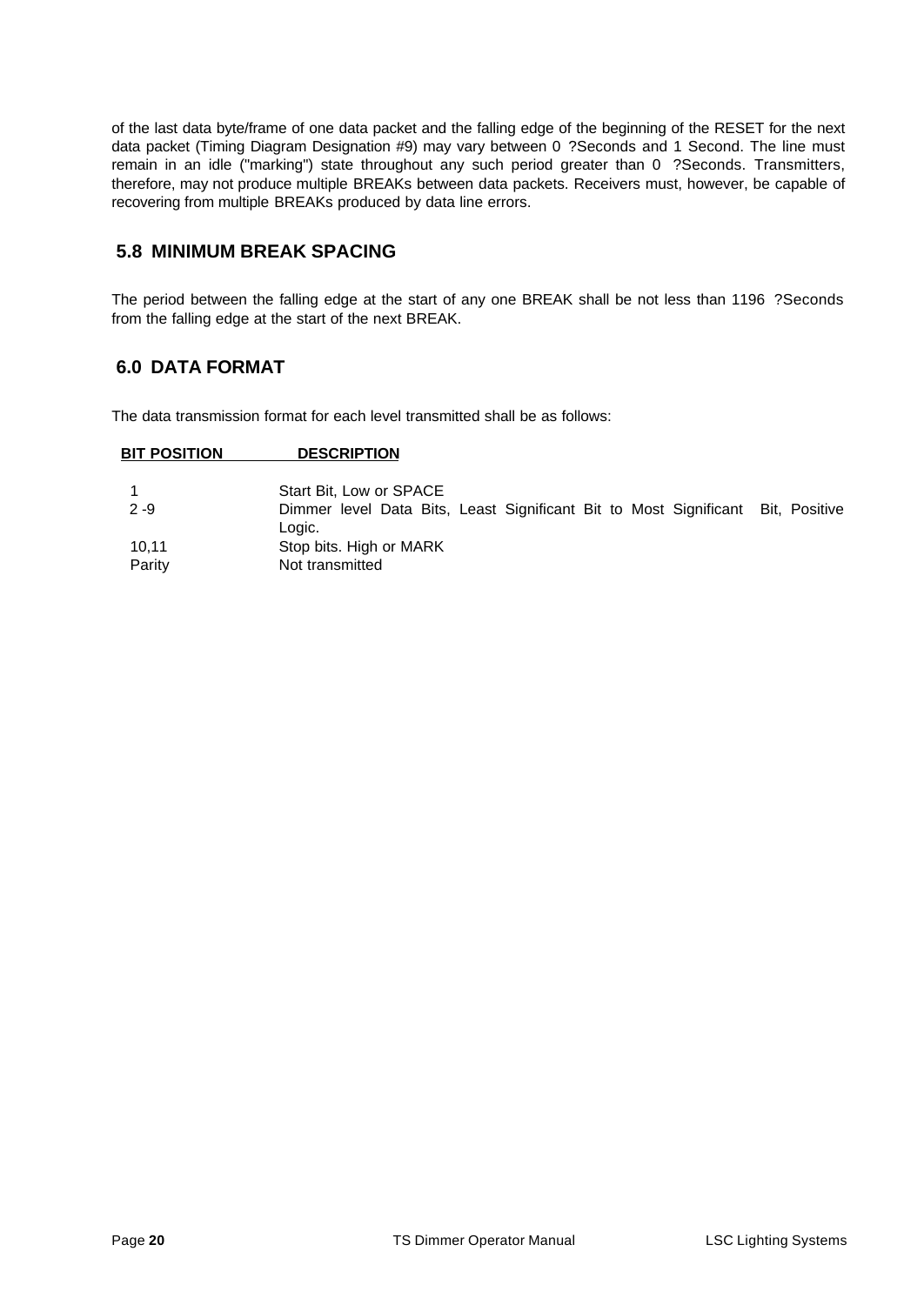of the last data byte/frame of one data packet and the falling edge of the beginning of the RESET for the next data packet (Timing Diagram Designation #9) may vary between 0 ?Seconds and 1 Second. The line must remain in an idle ("marking") state throughout any such period greater than 0 ?Seconds. Transmitters, therefore, may not produce multiple BREAKs between data packets. Receivers must, however, be capable of recovering from multiple BREAKs produced by data line errors.

## 5.8 MINIMUM BREAK SPACING

The period between the falling edge at the start of any one BREAK shall be not less than 1196 ?Seconds from the falling edge at the start of the next BREAK.

## 6.0 DATA FORMAT

The data transmission format for each level transmitted shall be as follows:

| BIT POSITION | DESCRIPTION |
|---|---|
| 1 | Start Bit, Low or SPACE |
| 2 -9 | Dimmer level Data Bits, Least Significant Bit to Most Significant Bit, Positive Logic. |
| 10,11 | Stop bits. High or MARK |
| Parity | Not transmitted |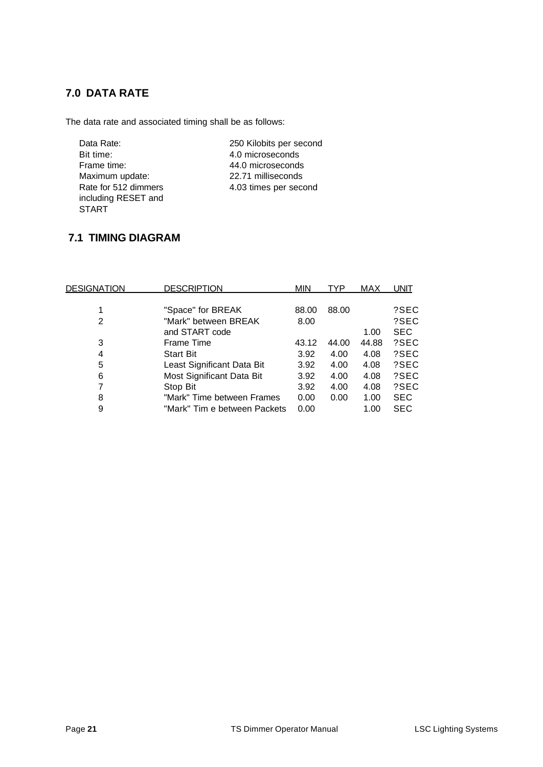## 7.0 DATA RATE

The data rate and associated timing shall be as follows:

| | |
|---|---|
| Data Rate: | 250 Kilobits per second |
| Bit time: | 4.0 microseconds |
| Frame time: | 44.0 microseconds |
| Maximum update: | 22.71 milliseconds |
| Rate for 512 dimmers including RESET and START | 4.03 times per second |

## 7.1 TIMING DIAGRAM

| DESIGNATION | DESCRIPTION | MIN | TYP | MAX | UNIT |
|---|---|---|---|---|---|
| 1 | "Space" for BREAK | 88.00 | 88.00 | | ?SEC |
| 2 | "Mark" between BREAK | 8.00 | | | ?SEC |
| | and START code | | | 1.00 | SEC |
| 3 | Frame Time | 43.12 | 44.00 | 44.88 | ?SEC |
| 4 | Start Bit | 3.92 | 4.00 | 4.08 | ?SEC |
| 5 | Least Significant Data Bit | 3.92 | 4.00 | 4.08 | ?SEC |
| 6 | Most Significant Data Bit | 3.92 | 4.00 | 4.08 | ?SEC |
| 7 | Stop Bit | 3.92 | 4.00 | 4.08 | ?SEC |
| 8 | "Mark" Time between Frames | 0.00 | 0.00 | 1.00 | SEC |
| 9 | "Mark" Tim e between Packets | 0.00 | | 1.00 | SEC |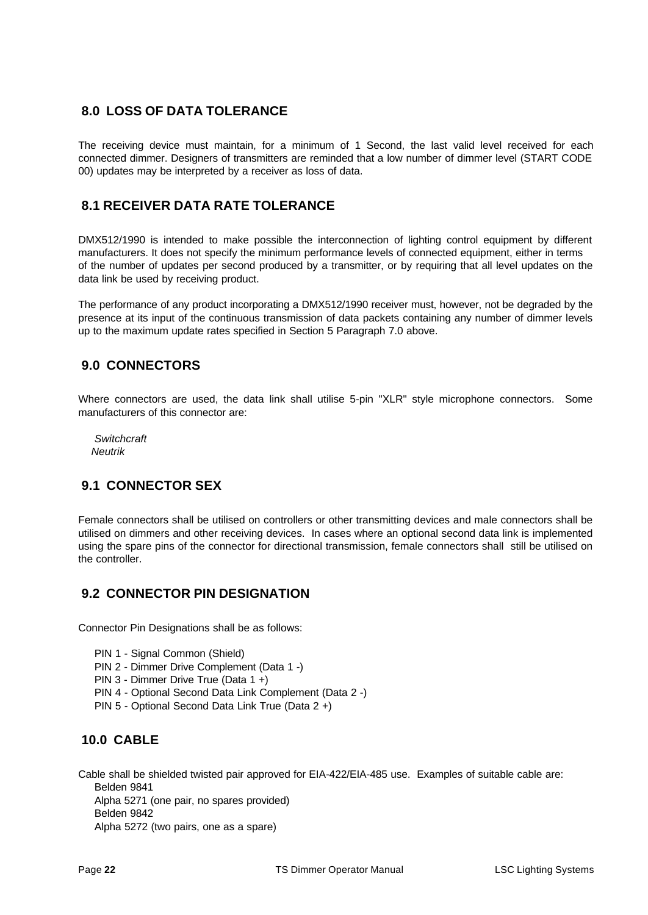## 8.0 LOSS OF DATA TOLERANCE

The receiving device must maintain, for a minimum of 1 Second, the last valid level received for each connected dimmer. Designers of transmitters are reminded that a low number of dimmer level (START CODE 00) updates may be interpreted by a receiver as loss of data.

## 8.1 RECEIVER DATA RATE TOLERANCE

DMX512/1990 is intended to make possible the interconnection of lighting control equipment by different manufacturers. It does not specify the minimum performance levels of connected equipment, either in terms of the number of updates per second produced by a transmitter, or by requiring that all level updates on the data link be used by receiving product.

The performance of any product incorporating a DMX512/1990 receiver must, however, not be degraded by the presence at its input of the continuous transmission of data packets containing any number of dimmer levels up to the maximum update rates specified in Section 5 Paragraph 7.0 above.

## 9.0 CONNECTORS

Where connectors are used, the data link shall utilise 5-pin "XLR" style microphone connectors. Some manufacturers of this connector are:

*Switchcraft*
*Neutrik*

## 9.1 CONNECTOR SEX

Female connectors shall be utilised on controllers or other transmitting devices and male connectors shall be utilised on dimmers and other receiving devices. In cases where an optional second data link is implemented using the spare pins of the connector for directional transmission, female connectors shall still be utilised on the controller.

## 9.2 CONNECTOR PIN DESIGNATION

Connector Pin Designations shall be as follows:

PIN 1 - Signal Common (Shield)
PIN 2 - Dimmer Drive Complement (Data 1 -)
PIN 3 - Dimmer Drive True (Data 1 +)
PIN 4 - Optional Second Data Link Complement (Data 2 -)
PIN 5 - Optional Second Data Link True (Data 2 +)

## 10.0 CABLE

Cable shall be shielded twisted pair approved for EIA-422/EIA-485 use. Examples of suitable cable are:
Belden 9841
Alpha 5271 (one pair, no spares provided)
Belden 9842
Alpha 5272 (two pairs, one as a spare)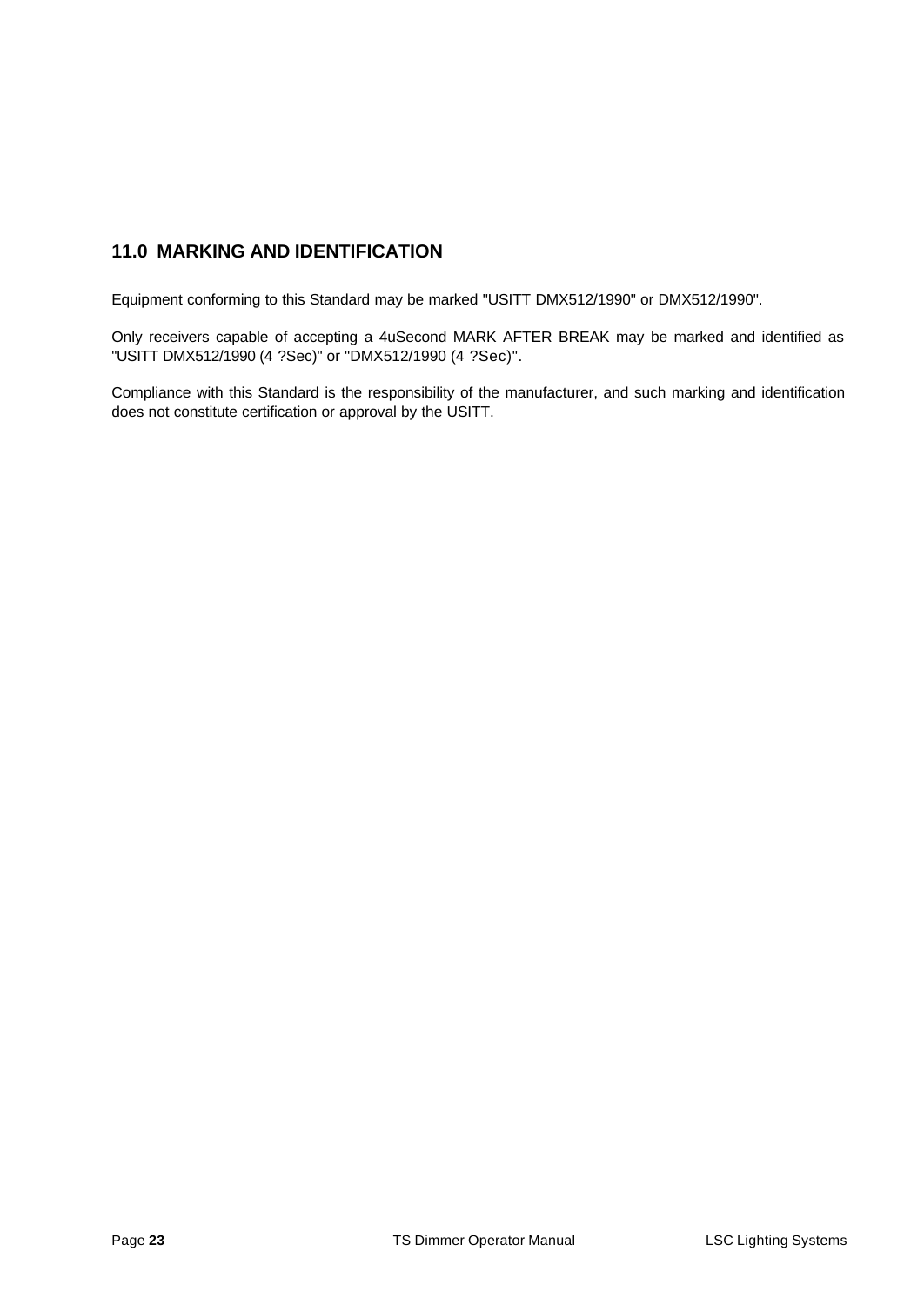## 11.0 MARKING AND IDENTIFICATION

Equipment conforming to this Standard may be marked "USITT DMX512/1990" or DMX512/1990".

Only receivers capable of accepting a 4uSecond MARK AFTER BREAK may be marked and identified as "USITT DMX512/1990 (4 ?Sec)" or "DMX512/1990 (4 ?Sec)".

Compliance with this Standard is the responsibility of the manufacturer, and such marking and identification does not constitute certification or approval by the USITT.